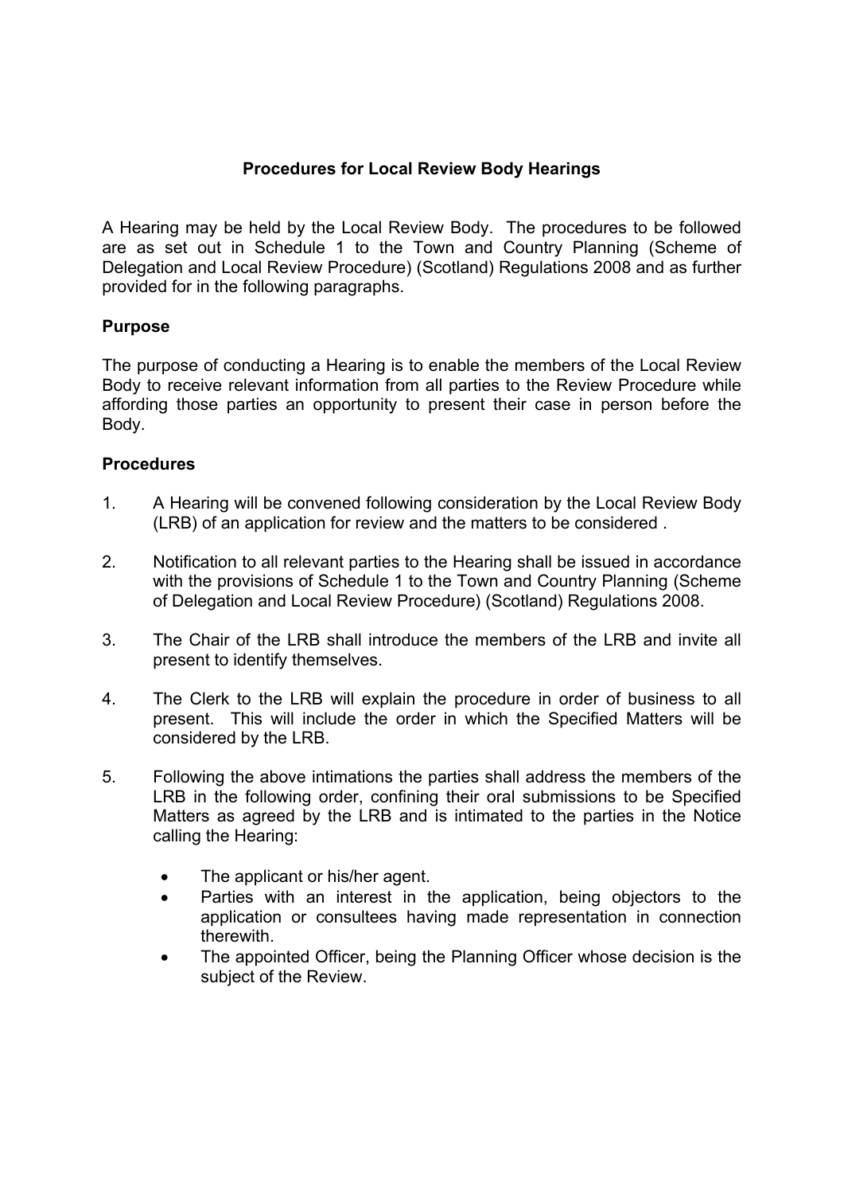## Procedures for Local Review Body Hearings

A Hearing may be held by the Local Review Body. The procedures to be followed are as set out in Schedule 1 to the Town and Country Planning (Scheme of Delegation and Local Review Procedure) (Scotland) Regulations 2008 and as further provided for in the following paragraphs.

### Purpose

The purpose of conducting a Hearing is to enable the members of the Local Review Body to receive relevant information from all parties to the Review Procedure while affording those parties an opportunity to present their case in person before the Body.

### Procedures

1. A Hearing will be convened following consideration by the Local Review Body (LRB) of an application for review and the matters to be considered .

2. Notification to all relevant parties to the Hearing shall be issued in accordance with the provisions of Schedule 1 to the Town and Country Planning (Scheme of Delegation and Local Review Procedure) (Scotland) Regulations 2008.

3. The Chair of the LRB shall introduce the members of the LRB and invite all present to identify themselves.

4. The Clerk to the LRB will explain the procedure in order of business to all present. This will include the order in which the Specified Matters will be considered by the LRB.

5. Following the above intimations the parties shall address the members of the LRB in the following order, confining their oral submissions to be Specified Matters as agreed by the LRB and is intimated to the parties in the Notice calling the Hearing:

   - The applicant or his/her agent.
   - Parties with an interest in the application, being objectors to the application or consultees having made representation in connection therewith.
   - The appointed Officer, being the Planning Officer whose decision is the subject of the Review.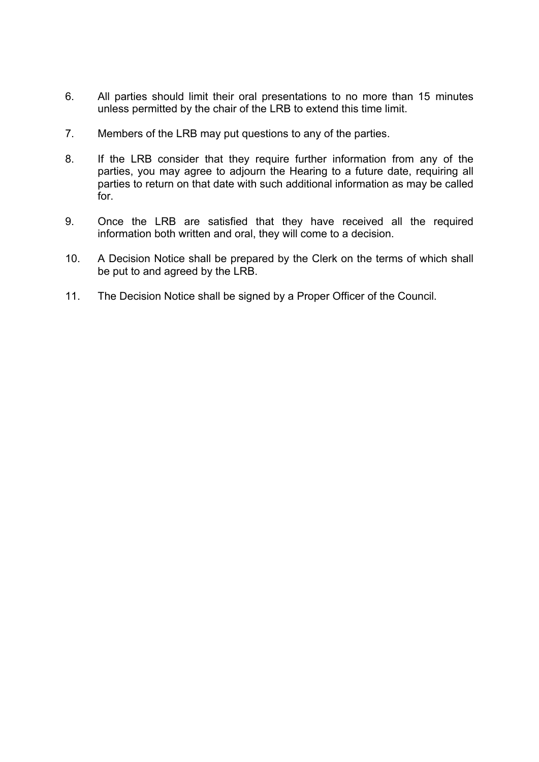6. All parties should limit their oral presentations to no more than 15 minutes unless permitted by the chair of the LRB to extend this time limit.

7. Members of the LRB may put questions to any of the parties.

8. If the LRB consider that they require further information from any of the parties, you may agree to adjourn the Hearing to a future date, requiring all parties to return on that date with such additional information as may be called for.

9. Once the LRB are satisfied that they have received all the required information both written and oral, they will come to a decision.

10. A Decision Notice shall be prepared by the Clerk on the terms of which shall be put to and agreed by the LRB.

11. The Decision Notice shall be signed by a Proper Officer of the Council.